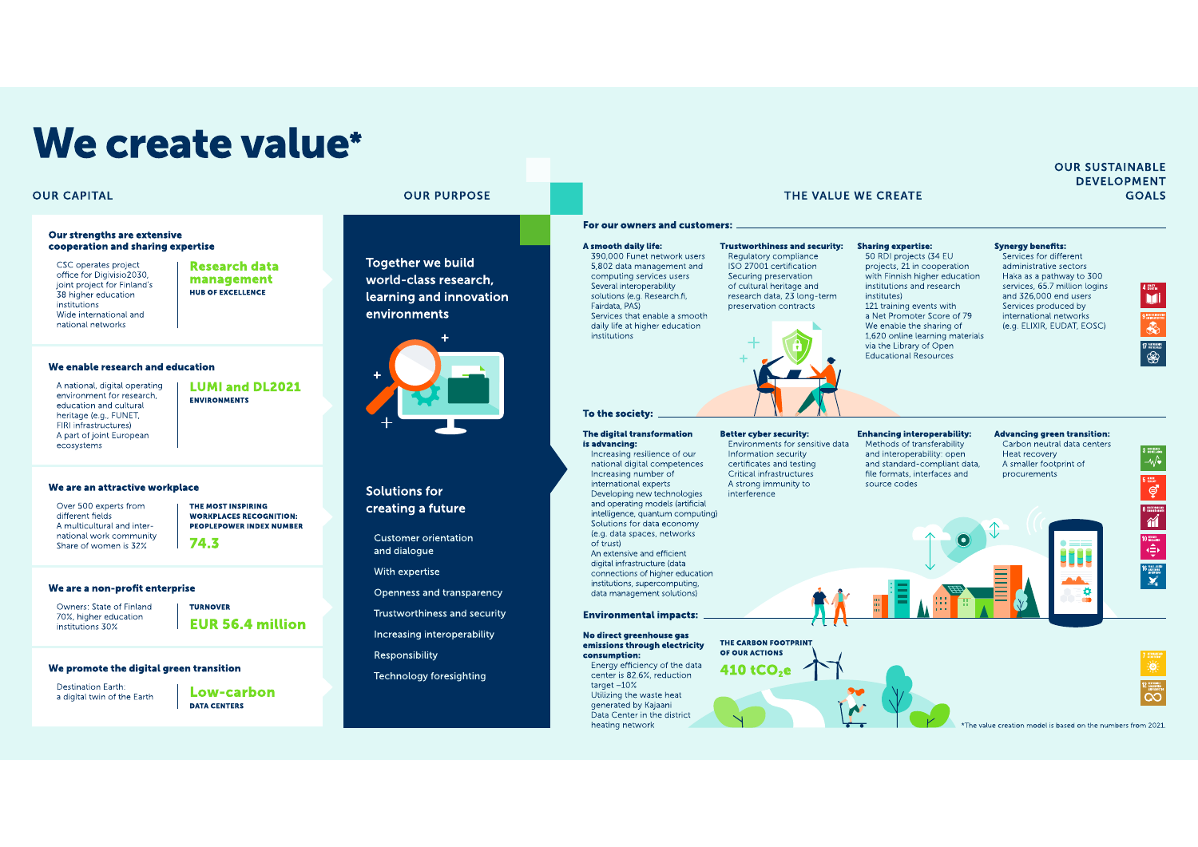# We create value*

## OUR CAPITAL

### Our strengths are extensive cooperation and sharing expertise

CSC operates project office for Digivisio2030, joint project for Finland's 38 higher education institutions
Wide international and national networks

**Research data management**
HUB OF EXCELLENCE

### We enable research and education

A national, digital operating environment for research, education and cultural heritage (e.g. FUNET, FIRI infrastructures)
A part of joint European ecosystems

**LUMI and DL2021**
ENVIRONMENTS

### We are an attractive workplace

Over 500 experts from different fields
A multicultural and international work community
Share of women is 32%

THE MOST INSPIRING WORKPLACES RECOGNITION: PEOPLEPOWER INDEX NUMBER
**74.3**

### We are a non-profit enterprise

Owners: State of Finland 70%, higher education institutions 30%

TURNOVER
**EUR 56.4 million**

### We promote the digital green transition

Destination Earth: a digital twin of the Earth

**Low-carbon**
DATA CENTERS

## OUR PURPOSE

Together we build world-class research, learning and innovation environments

### Solutions for creating a future

- Customer orientation and dialogue
- With expertise
- Openness and transparency
- Trustworthiness and security
- Increasing interoperability
- Responsibility
- Technology foresighting

## THE VALUE WE CREATE

### For our owners and customers:

**A smooth daily life:**
390,000 Funet network users
5,802 data management and computing services users
Several interoperability solutions (e.g. Research.fi, Fairdata, PAS)
Services that enable a smooth daily life at higher education institutions

**Trustworthiness and security:**
Regulatory compliance
ISO 27001 certification
Securing preservation of cultural heritage and research data, 23 long-term preservation contracts

**Sharing expertise:**
50 RDI projects (34 EU projects, 21 in cooperation with Finnish higher education institutions and research institutes)
121 training events with a Net Promoter Score of 79
We enable the sharing of 1,620 online learning materials via the Library of Open Educational Resources

**Synergy benefits:**
Services for different administrative sectors
Haka as a pathway to 300 services, 65.7 million logins and 326,000 end users
Services produced by international networks (e.g. ELIXIR, EUDAT, EOSC)

### To the society:

**The digital transformation is advancing:**
Increasing resilience of our national digital competences
Increasing number of international experts
Developing new technologies and operating models (artificial intelligence, quantum computing)
Solutions for data economy (e.g. data spaces, networks of trust)
An extensive and efficient digital infrastructure (data connections of higher education institutions, supercomputing, data management solutions)

**Better cyber security:**
Environments for sensitive data
Information security certificates and testing
Critical infrastructures
A strong immunity to interference

**Enhancing interoperability:**
Methods of transferability and interoperability: open and standard-compliant data, file formats, interfaces and source codes

**Advancing green transition:**
Carbon neutral data centers
Heat recovery
A smaller footprint of procurements

### Environmental impacts:

**No direct greenhouse gas emissions through electricity consumption:**
Energy efficiency of the data center is 82.6%, reduction target –10%
Utilizing the waste heat generated by Kajaani Data Center in the district heating network

THE CARBON FOOTPRINT OF OUR ACTIONS
**410 $tCO_2e$**

## OUR SUSTAINABLE DEVELOPMENT GOALS

*The value creation model is based on the numbers from 2021.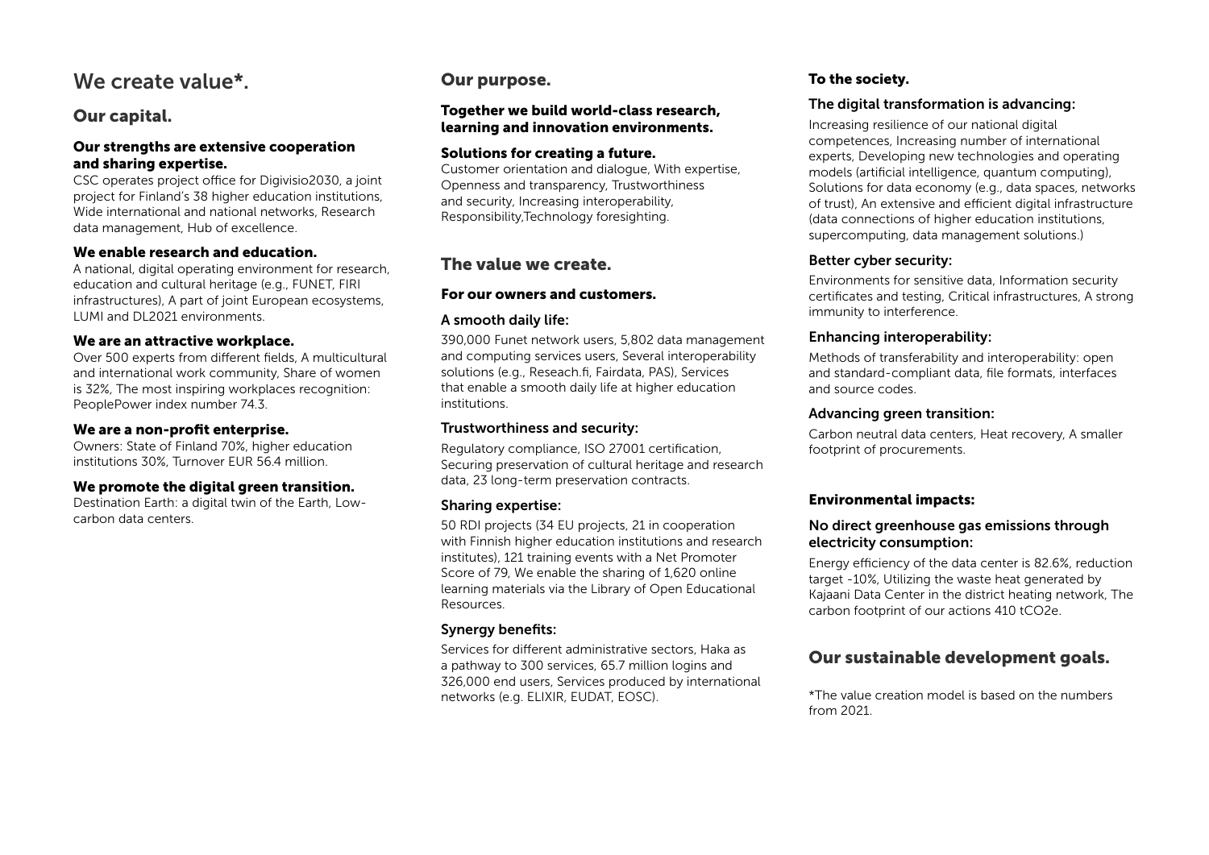# We create value*.

## Our capital.

**Our strengths are extensive cooperation and sharing expertise.**

CSC operates project office for Digivisio2030, a joint project for Finland's 38 higher education institutions, Wide international and national networks, Research data management, Hub of excellence.

**We enable research and education.**

A national, digital operating environment for research, education and cultural heritage (e.g., FUNET, FIRI infrastructures), A part of joint European ecosystems, LUMI and DL2021 environments.

**We are an attractive workplace.**

Over 500 experts from different fields, A multicultural and international work community, Share of women is 32%, The most inspiring workplaces recognition: PeoplePower index number 74.3.

**We are a non-profit enterprise.**

Owners: State of Finland 70%, higher education institutions 30%, Turnover EUR 56.4 million.

**We promote the digital green transition.**

Destination Earth: a digital twin of the Earth, Low-carbon data centers.

## Our purpose.

**Together we build world-class research, learning and innovation environments.**

**Solutions for creating a future.**

Customer orientation and dialogue, With expertise, Openness and transparency, Trustworthiness and security, Increasing interoperability, Responsibility,Technology foresighting.

## The value we create.

### For our owners and customers.

**A smooth daily life:**

390,000 Funet network users, 5,802 data management and computing services users, Several interoperability solutions (e.g., Reseach.fi, Fairdata, PAS), Services that enable a smooth daily life at higher education institutions.

**Trustworthiness and security:**

Regulatory compliance, ISO 27001 certification, Securing preservation of cultural heritage and research data, 23 long-term preservation contracts.

**Sharing expertise:**

50 RDI projects (34 EU projects, 21 in cooperation with Finnish higher education institutions and research institutes), 121 training events with a Net Promoter Score of 79, We enable the sharing of 1,620 online learning materials via the Library of Open Educational Resources.

**Synergy benefits:**

Services for different administrative sectors, Haka as a pathway to 300 services, 65.7 million logins and 326,000 end users, Services produced by international networks (e.g. ELIXIR, EUDAT, EOSC).

### To the society.

**The digital transformation is advancing:**

Increasing resilience of our national digital competences, Increasing number of international experts, Developing new technologies and operating models (artificial intelligence, quantum computing), Solutions for data economy (e.g., data spaces, networks of trust), An extensive and efficient digital infrastructure (data connections of higher education institutions, supercomputing, data management solutions.)

**Better cyber security:**

Environments for sensitive data, Information security certificates and testing, Critical infrastructures, A strong immunity to interference.

**Enhancing interoperability:**

Methods of transferability and interoperability: open and standard-compliant data, file formats, interfaces and source codes.

**Advancing green transition:**

Carbon neutral data centers, Heat recovery, A smaller footprint of procurements.

### Environmental impacts:

**No direct greenhouse gas emissions through electricity consumption:**

Energy efficiency of the data center is 82.6%, reduction target -10%, Utilizing the waste heat generated by Kajaani Data Center in the district heating network, The carbon footprint of our actions 410 $tCO_2e$.

## Our sustainable development goals.

*The value creation model is based on the numbers from 2021.